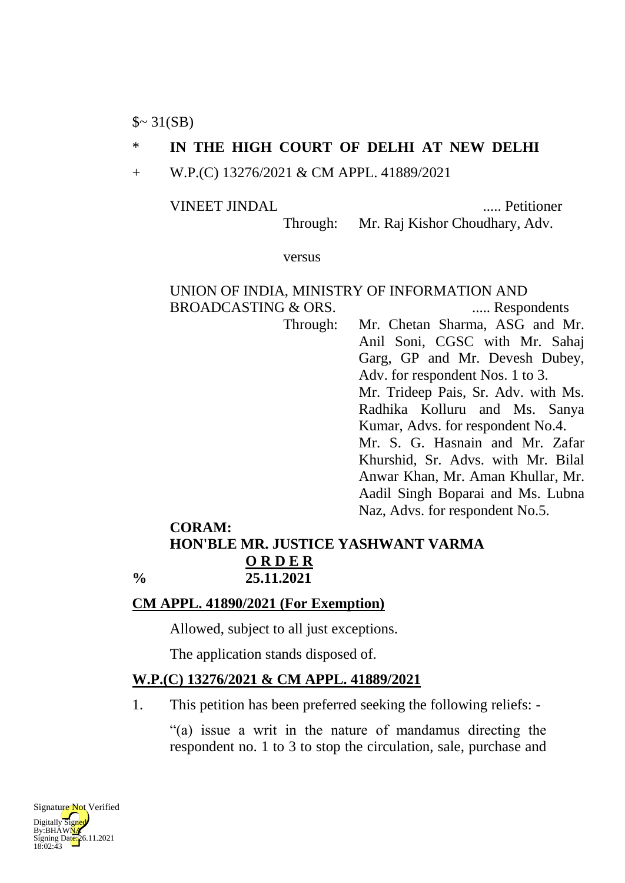$~ 31(SB)

\* **IN THE HIGH COURT OF DELHI AT NEW DELHI**

\+ W.P.(C) 13276/2021 & CM APPL. 41889/2021

VINEET JINDAL ..... Petitioner

Through: Mr. Raj Kishor Choudhary, Adv.

versus

UNION OF INDIA, MINISTRY OF INFORMATION AND BROADCASTING & ORS. ..... Respondents

Through: Mr. Chetan Sharma, ASG and Mr. Anil Soni, CGSC with Mr. Sahaj Garg, GP and Mr. Devesh Dubey, Adv. for respondent Nos. 1 to 3.
Mr. Trideep Pais, Sr. Adv. with Ms. Radhika Kolluru and Ms. Sanya Kumar, Advs. for respondent No.4.
Mr. S. G. Hasnain and Mr. Zafar Khurshid, Sr. Advs. with Mr. Bilal Anwar Khan, Mr. Aman Khullar, Mr. Aadil Singh Boparai and Ms. Lubna Naz, Advs. for respondent No.5.

**CORAM:**
**HON'BLE MR. JUSTICE YASHWANT VARMA**

**O R D E R**

% **25.11.2021**

**CM APPL. 41890/2021 (For Exemption)**

Allowed, subject to all just exceptions.

The application stands disposed of.

**W.P.(C) 13276/2021 & CM APPL. 41889/2021**

1. This petition has been preferred seeking the following reliefs: -

> "(a) issue a writ in the nature of mandamus directing the respondent no. 1 to 3 to stop the circulation, sale, purchase and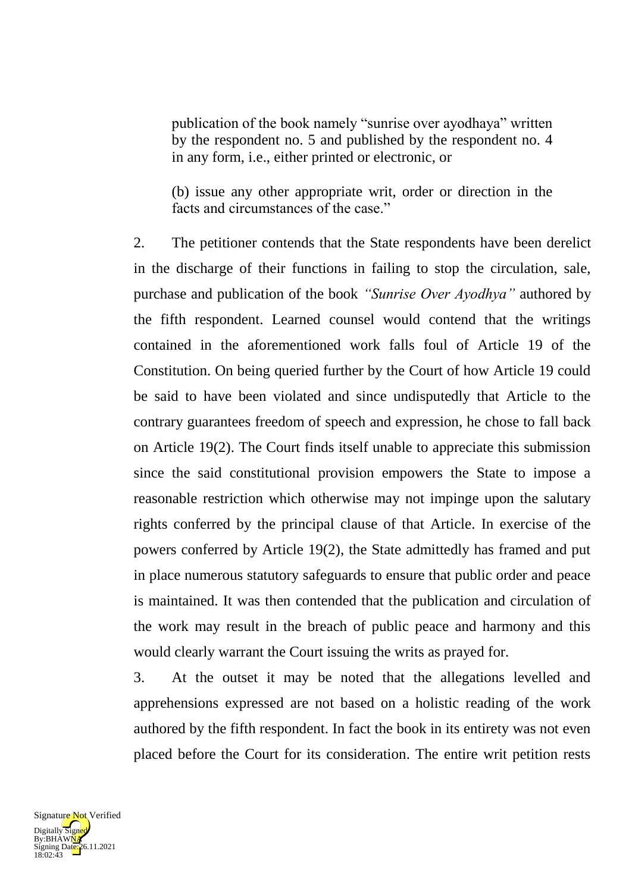> publication of the book namely "sunrise over ayodhaya" written by the respondent no. 5 and published by the respondent no. 4 in any form, i.e., either printed or electronic, or
>
> (b) issue any other appropriate writ, order or direction in the facts and circumstances of the case."

2. The petitioner contends that the State respondents have been derelict in the discharge of their functions in failing to stop the circulation, sale, purchase and publication of the book *"Sunrise Over Ayodhya"* authored by the fifth respondent. Learned counsel would contend that the writings contained in the aforementioned work falls foul of Article 19 of the Constitution. On being queried further by the Court of how Article 19 could be said to have been violated and since undisputedly that Article to the contrary guarantees freedom of speech and expression, he chose to fall back on Article 19(2). The Court finds itself unable to appreciate this submission since the said constitutional provision empowers the State to impose a reasonable restriction which otherwise may not impinge upon the salutary rights conferred by the principal clause of that Article. In exercise of the powers conferred by Article 19(2), the State admittedly has framed and put in place numerous statutory safeguards to ensure that public order and peace is maintained. It was then contended that the publication and circulation of the work may result in the breach of public peace and harmony and this would clearly warrant the Court issuing the writs as prayed for.

3. At the outset it may be noted that the allegations levelled and apprehensions expressed are not based on a holistic reading of the work authored by the fifth respondent. In fact the book in its entirety was not even placed before the Court for its consideration. The entire writ petition rests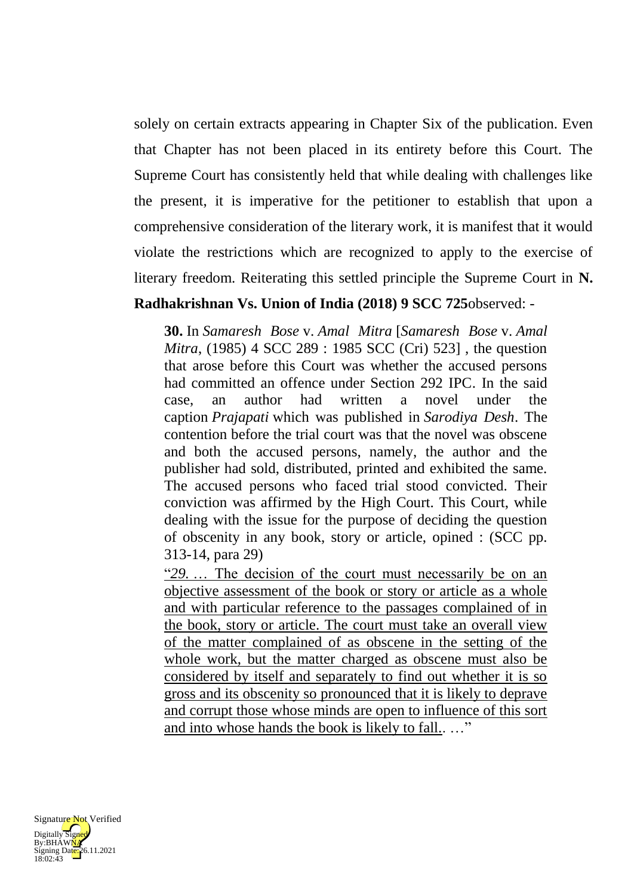solely on certain extracts appearing in Chapter Six of the publication. Even that Chapter has not been placed in its entirety before this Court. The Supreme Court has consistently held that while dealing with challenges like the present, it is imperative for the petitioner to establish that upon a comprehensive consideration of the literary work, it is manifest that it would violate the restrictions which are recognized to apply to the exercise of literary freedom. Reiterating this settled principle the Supreme Court in **N. Radhakrishnan Vs. Union of India (2018) 9 SCC 725**observed: -

> **30.** In *Samaresh Bose* v. *Amal Mitra* [*Samaresh Bose* v. *Amal Mitra*, (1985) 4 SCC 289 : 1985 SCC (Cri) 523] , the question that arose before this Court was whether the accused persons had committed an offence under Section 292 IPC. In the said case, an author had written a novel under the caption *Prajapati* which was published in *Sarodiya Desh*. The contention before the trial court was that the novel was obscene and both the accused persons, namely, the author and the publisher had sold, distributed, printed and exhibited the same. The accused persons who faced trial stood convicted. Their conviction was affirmed by the High Court. This Court, while dealing with the issue for the purpose of deciding the question of obscenity in any book, story or article, opined : (SCC pp. 313-14, para 29)
>
> "*29.* … <u>The decision of the court must necessarily be on an objective assessment of the book or story or article as a whole and with particular reference to the passages complained of in the book, story or article. The court must take an overall view of the matter complained of as obscene in the setting of the whole work, but the matter charged as obscene must also be considered by itself and separately to find out whether it is so gross and its obscenity so pronounced that it is likely to deprave and corrupt those whose minds are open to influence of this sort and into whose hands the book is likely to fall.</u>. …"

Signature Not Verified
Digitally Signed
By:BHAWNA
Signing Date:26.11.2021
18:02:43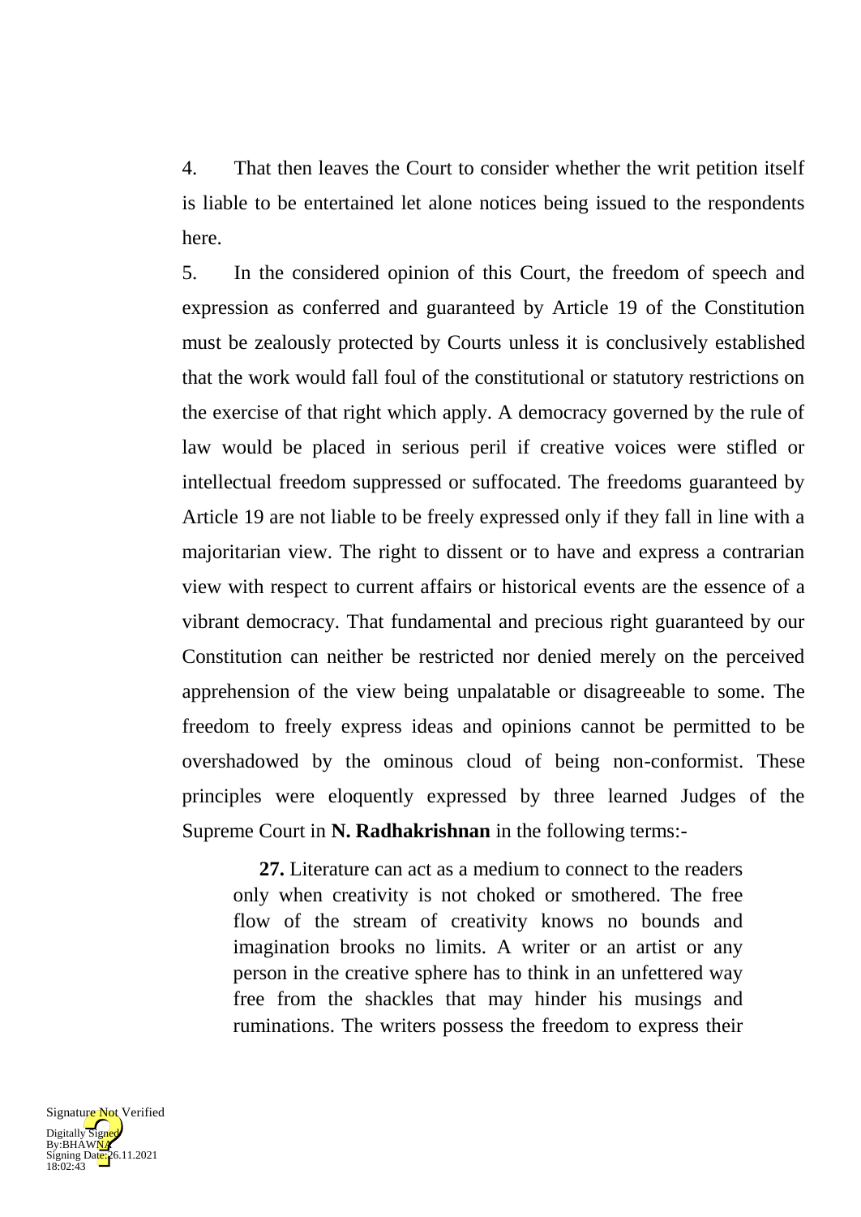4. That then leaves the Court to consider whether the writ petition itself is liable to be entertained let alone notices being issued to the respondents here.

5. In the considered opinion of this Court, the freedom of speech and expression as conferred and guaranteed by Article 19 of the Constitution must be zealously protected by Courts unless it is conclusively established that the work would fall foul of the constitutional or statutory restrictions on the exercise of that right which apply. A democracy governed by the rule of law would be placed in serious peril if creative voices were stifled or intellectual freedom suppressed or suffocated. The freedoms guaranteed by Article 19 are not liable to be freely expressed only if they fall in line with a majoritarian view. The right to dissent or to have and express a contrarian view with respect to current affairs or historical events are the essence of a vibrant democracy. That fundamental and precious right guaranteed by our Constitution can neither be restricted nor denied merely on the perceived apprehension of the view being unpalatable or disagreeable to some. The freedom to freely express ideas and opinions cannot be permitted to be overshadowed by the ominous cloud of being non-conformist. These principles were eloquently expressed by three learned Judges of the Supreme Court in **N. Radhakrishnan** in the following terms:-

> **27.** Literature can act as a medium to connect to the readers only when creativity is not choked or smothered. The free flow of the stream of creativity knows no bounds and imagination brooks no limits. A writer or an artist or any person in the creative sphere has to think in an unfettered way free from the shackles that may hinder his musings and ruminations. The writers possess the freedom to express their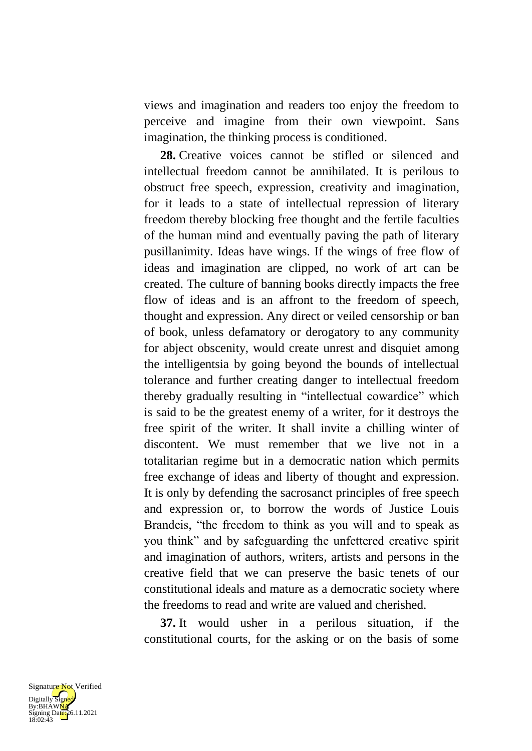views and imagination and readers too enjoy the freedom to perceive and imagine from their own viewpoint. Sans imagination, the thinking process is conditioned.

**28.** Creative voices cannot be stifled or silenced and intellectual freedom cannot be annihilated. It is perilous to obstruct free speech, expression, creativity and imagination, for it leads to a state of intellectual repression of literary freedom thereby blocking free thought and the fertile faculties of the human mind and eventually paving the path of literary pusillanimity. Ideas have wings. If the wings of free flow of ideas and imagination are clipped, no work of art can be created. The culture of banning books directly impacts the free flow of ideas and is an affront to the freedom of speech, thought and expression. Any direct or veiled censorship or ban of book, unless defamatory or derogatory to any community for abject obscenity, would create unrest and disquiet among the intelligentsia by going beyond the bounds of intellectual tolerance and further creating danger to intellectual freedom thereby gradually resulting in "intellectual cowardice" which is said to be the greatest enemy of a writer, for it destroys the free spirit of the writer. It shall invite a chilling winter of discontent. We must remember that we live not in a totalitarian regime but in a democratic nation which permits free exchange of ideas and liberty of thought and expression. It is only by defending the sacrosanct principles of free speech and expression or, to borrow the words of Justice Louis Brandeis, "the freedom to think as you will and to speak as you think" and by safeguarding the unfettered creative spirit and imagination of authors, writers, artists and persons in the creative field that we can preserve the basic tenets of our constitutional ideals and mature as a democratic society where the freedoms to read and write are valued and cherished.

**37.** It would usher in a perilous situation, if the constitutional courts, for the asking or on the basis of some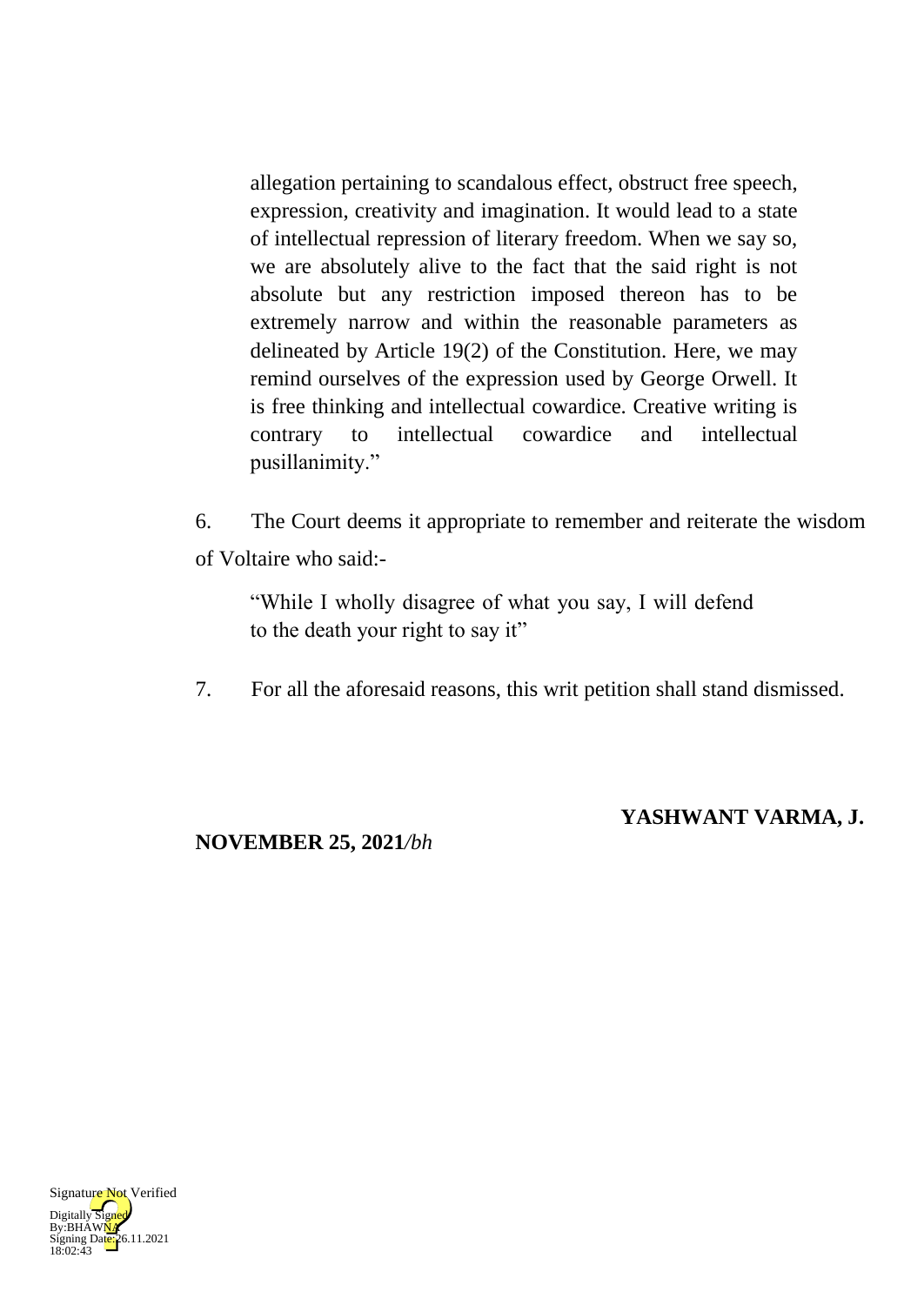> allegation pertaining to scandalous effect, obstruct free speech, expression, creativity and imagination. It would lead to a state of intellectual repression of literary freedom. When we say so, we are absolutely alive to the fact that the said right is not absolute but any restriction imposed thereon has to be extremely narrow and within the reasonable parameters as delineated by Article 19(2) of the Constitution. Here, we may remind ourselves of the expression used by George Orwell. It is free thinking and intellectual cowardice. Creative writing is contrary to intellectual cowardice and intellectual pusillanimity."

6. The Court deems it appropriate to remember and reiterate the wisdom of Voltaire who said:-

> "While I wholly disagree of what you say, I will defend to the death your right to say it"

7. For all the aforesaid reasons, this writ petition shall stand dismissed.

**YASHWANT VARMA, J.**

**NOVEMBER 25, 2021**/*bh*

Signature Not Verified
Digitally Signed
By:BHAWNA
Signing Date:26.11.2021
18:02:43